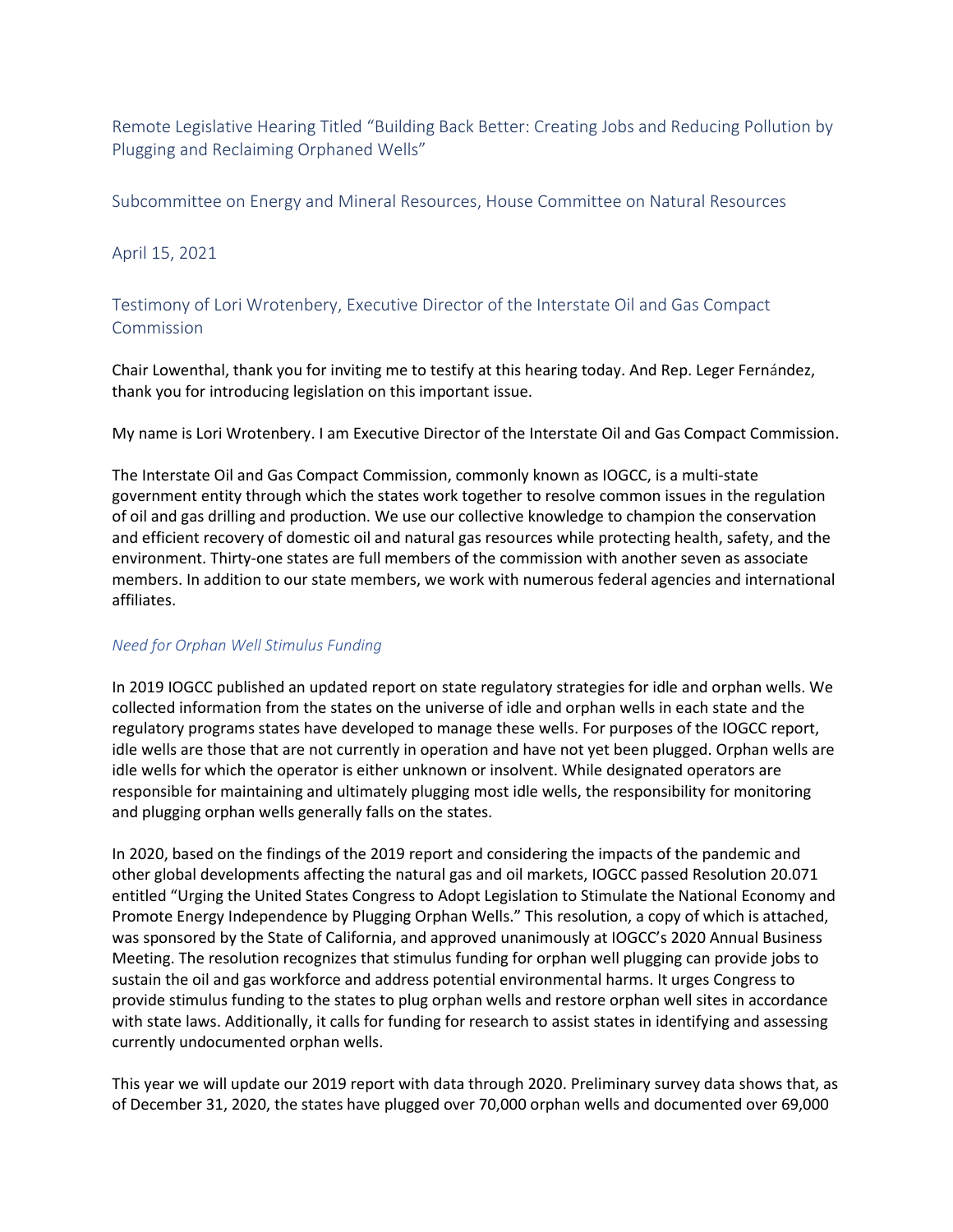Remote Legislative Hearing Titled "Building Back Better: Creating Jobs and Reducing Pollution by Plugging and Reclaiming Orphaned Wells"

Subcommittee on Energy and Mineral Resources, House Committee on Natural Resources

April 15, 2021

Testimony of Lori Wrotenbery, Executive Director of the Interstate Oil and Gas Compact Commission

Chair Lowenthal, thank you for inviting me to testify at this hearing today. And Rep. Leger Fernández, thank you for introducing legislation on this important issue.

My name is Lori Wrotenbery. I am Executive Director of the Interstate Oil and Gas Compact Commission.

The Interstate Oil and Gas Compact Commission, commonly known as IOGCC, is a multi-state government entity through which the states work together to resolve common issues in the regulation of oil and gas drilling and production. We use our collective knowledge to champion the conservation and efficient recovery of domestic oil and natural gas resources while protecting health, safety, and the environment. Thirty-one states are full members of the commission with another seven as associate members. In addition to our state members, we work with numerous federal agencies and international affiliates.

*Need for Orphan Well Stimulus Funding*

In 2019 IOGCC published an updated report on state regulatory strategies for idle and orphan wells. We collected information from the states on the universe of idle and orphan wells in each state and the regulatory programs states have developed to manage these wells. For purposes of the IOGCC report, idle wells are those that are not currently in operation and have not yet been plugged. Orphan wells are idle wells for which the operator is either unknown or insolvent. While designated operators are responsible for maintaining and ultimately plugging most idle wells, the responsibility for monitoring and plugging orphan wells generally falls on the states.

In 2020, based on the findings of the 2019 report and considering the impacts of the pandemic and other global developments affecting the natural gas and oil markets, IOGCC passed Resolution 20.071 entitled "Urging the United States Congress to Adopt Legislation to Stimulate the National Economy and Promote Energy Independence by Plugging Orphan Wells." This resolution, a copy of which is attached, was sponsored by the State of California, and approved unanimously at IOGCC's 2020 Annual Business Meeting. The resolution recognizes that stimulus funding for orphan well plugging can provide jobs to sustain the oil and gas workforce and address potential environmental harms. It urges Congress to provide stimulus funding to the states to plug orphan wells and restore orphan well sites in accordance with state laws. Additionally, it calls for funding for research to assist states in identifying and assessing currently undocumented orphan wells.

This year we will update our 2019 report with data through 2020. Preliminary survey data shows that, as of December 31, 2020, the states have plugged over 70,000 orphan wells and documented over 69,000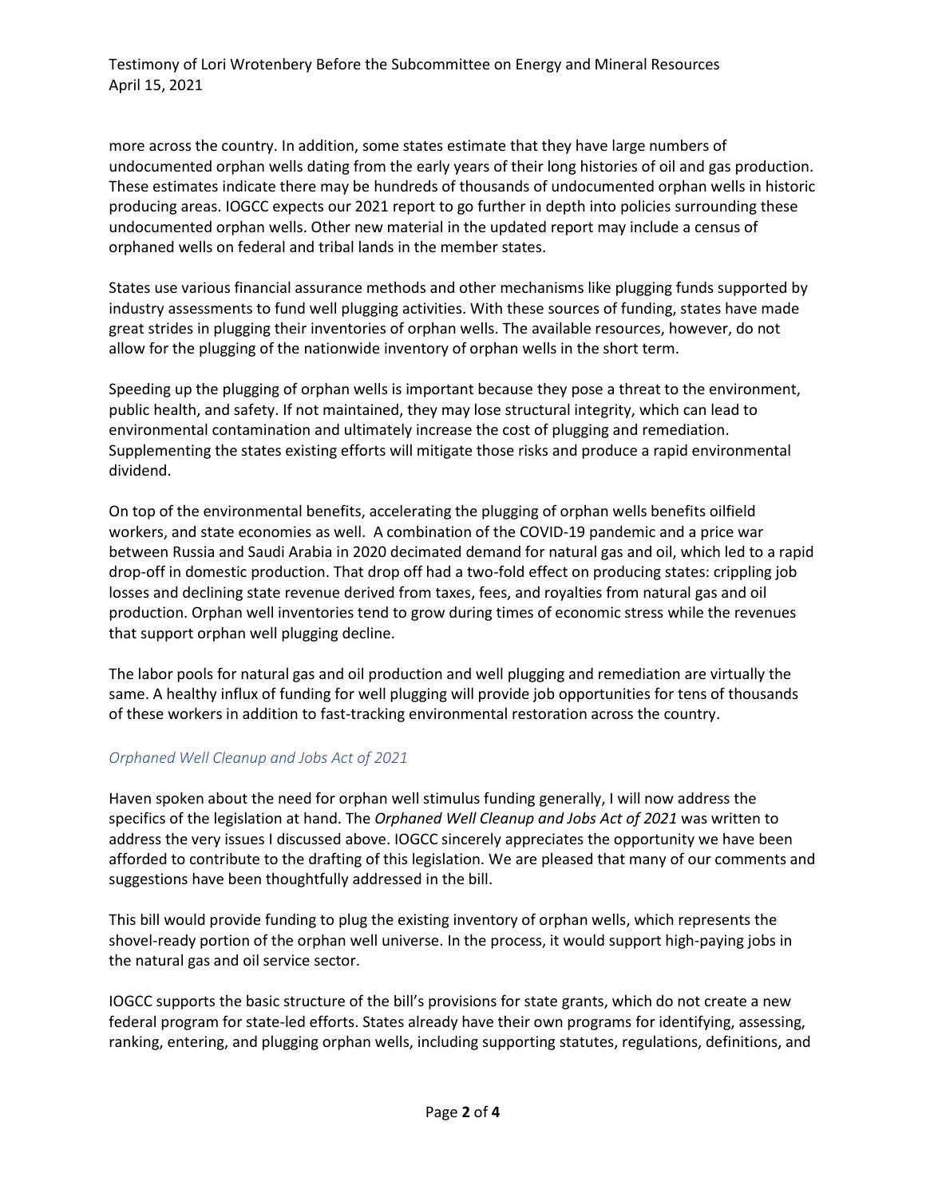more across the country. In addition, some states estimate that they have large numbers of undocumented orphan wells dating from the early years of their long histories of oil and gas production. These estimates indicate there may be hundreds of thousands of undocumented orphan wells in historic producing areas. IOGCC expects our 2021 report to go further in depth into policies surrounding these undocumented orphan wells. Other new material in the updated report may include a census of orphaned wells on federal and tribal lands in the member states.

States use various financial assurance methods and other mechanisms like plugging funds supported by industry assessments to fund well plugging activities. With these sources of funding, states have made great strides in plugging their inventories of orphan wells. The available resources, however, do not allow for the plugging of the nationwide inventory of orphan wells in the short term.

Speeding up the plugging of orphan wells is important because they pose a threat to the environment, public health, and safety. If not maintained, they may lose structural integrity, which can lead to environmental contamination and ultimately increase the cost of plugging and remediation. Supplementing the states existing efforts will mitigate those risks and produce a rapid environmental dividend.

On top of the environmental benefits, accelerating the plugging of orphan wells benefits oilfield workers, and state economies as well. A combination of the COVID-19 pandemic and a price war between Russia and Saudi Arabia in 2020 decimated demand for natural gas and oil, which led to a rapid drop-off in domestic production. That drop off had a two-fold effect on producing states: crippling job losses and declining state revenue derived from taxes, fees, and royalties from natural gas and oil production. Orphan well inventories tend to grow during times of economic stress while the revenues that support orphan well plugging decline.

The labor pools for natural gas and oil production and well plugging and remediation are virtually the same. A healthy influx of funding for well plugging will provide job opportunities for tens of thousands of these workers in addition to fast-tracking environmental restoration across the country.

### *Orphaned Well Cleanup and Jobs Act of 2021*

Haven spoken about the need for orphan well stimulus funding generally, I will now address the specifics of the legislation at hand. The *Orphaned Well Cleanup and Jobs Act of 2021* was written to address the very issues I discussed above. IOGCC sincerely appreciates the opportunity we have been afforded to contribute to the drafting of this legislation. We are pleased that many of our comments and suggestions have been thoughtfully addressed in the bill.

This bill would provide funding to plug the existing inventory of orphan wells, which represents the shovel-ready portion of the orphan well universe. In the process, it would support high-paying jobs in the natural gas and oil service sector.

IOGCC supports the basic structure of the bill's provisions for state grants, which do not create a new federal program for state-led efforts. States already have their own programs for identifying, assessing, ranking, entering, and plugging orphan wells, including supporting statutes, regulations, definitions, and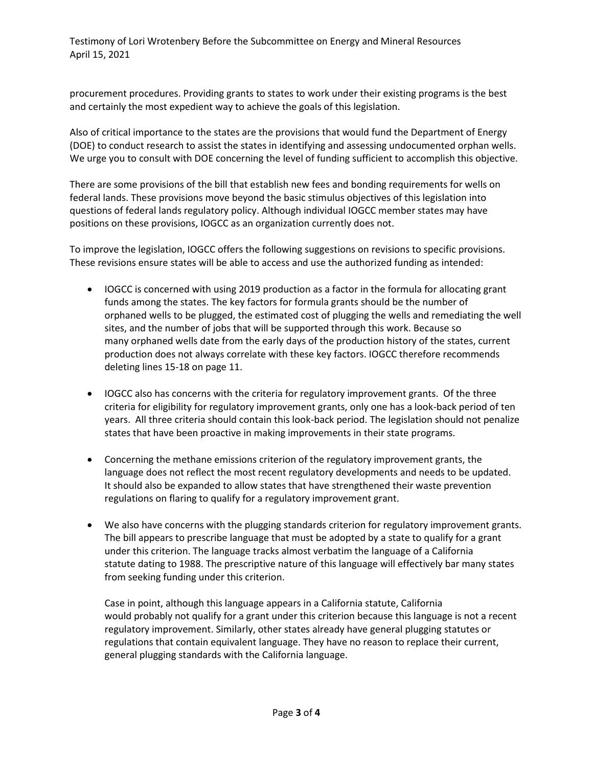procurement procedures. Providing grants to states to work under their existing programs is the best and certainly the most expedient way to achieve the goals of this legislation.

Also of critical importance to the states are the provisions that would fund the Department of Energy (DOE) to conduct research to assist the states in identifying and assessing undocumented orphan wells. We urge you to consult with DOE concerning the level of funding sufficient to accomplish this objective.

There are some provisions of the bill that establish new fees and bonding requirements for wells on federal lands. These provisions move beyond the basic stimulus objectives of this legislation into questions of federal lands regulatory policy. Although individual IOGCC member states may have positions on these provisions, IOGCC as an organization currently does not.

To improve the legislation, IOGCC offers the following suggestions on revisions to specific provisions. These revisions ensure states will be able to access and use the authorized funding as intended:

- IOGCC is concerned with using 2019 production as a factor in the formula for allocating grant funds among the states. The key factors for formula grants should be the number of orphaned wells to be plugged, the estimated cost of plugging the wells and remediating the well sites, and the number of jobs that will be supported through this work. Because so many orphaned wells date from the early days of the production history of the states, current production does not always correlate with these key factors. IOGCC therefore recommends deleting lines 15-18 on page 11.

- IOGCC also has concerns with the criteria for regulatory improvement grants. Of the three criteria for eligibility for regulatory improvement grants, only one has a look-back period of ten years. All three criteria should contain this look-back period. The legislation should not penalize states that have been proactive in making improvements in their state programs.

- Concerning the methane emissions criterion of the regulatory improvement grants, the language does not reflect the most recent regulatory developments and needs to be updated. It should also be expanded to allow states that have strengthened their waste prevention regulations on flaring to qualify for a regulatory improvement grant.

- We also have concerns with the plugging standards criterion for regulatory improvement grants. The bill appears to prescribe language that must be adopted by a state to qualify for a grant under this criterion. The language tracks almost verbatim the language of a California statute dating to 1988. The prescriptive nature of this language will effectively bar many states from seeking funding under this criterion.

  Case in point, although this language appears in a California statute, California would probably not qualify for a grant under this criterion because this language is not a recent regulatory improvement. Similarly, other states already have general plugging statutes or regulations that contain equivalent language. They have no reason to replace their current, general plugging standards with the California language.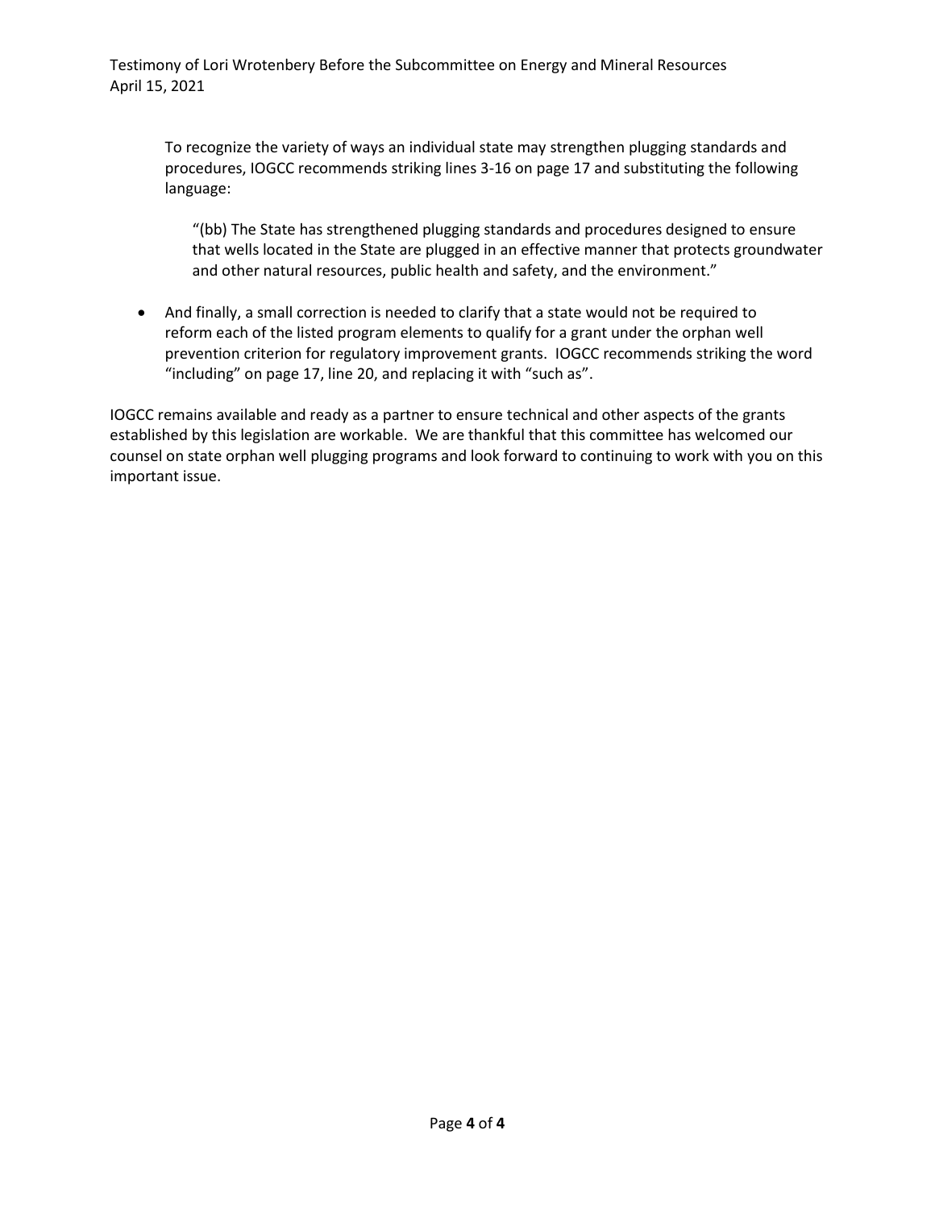To recognize the variety of ways an individual state may strengthen plugging standards and procedures, IOGCC recommends striking lines 3-16 on page 17 and substituting the following language:

> "(bb) The State has strengthened plugging standards and procedures designed to ensure that wells located in the State are plugged in an effective manner that protects groundwater and other natural resources, public health and safety, and the environment."

- And finally, a small correction is needed to clarify that a state would not be required to reform each of the listed program elements to qualify for a grant under the orphan well prevention criterion for regulatory improvement grants. IOGCC recommends striking the word "including" on page 17, line 20, and replacing it with "such as".

IOGCC remains available and ready as a partner to ensure technical and other aspects of the grants established by this legislation are workable. We are thankful that this committee has welcomed our counsel on state orphan well plugging programs and look forward to continuing to work with you on this important issue.